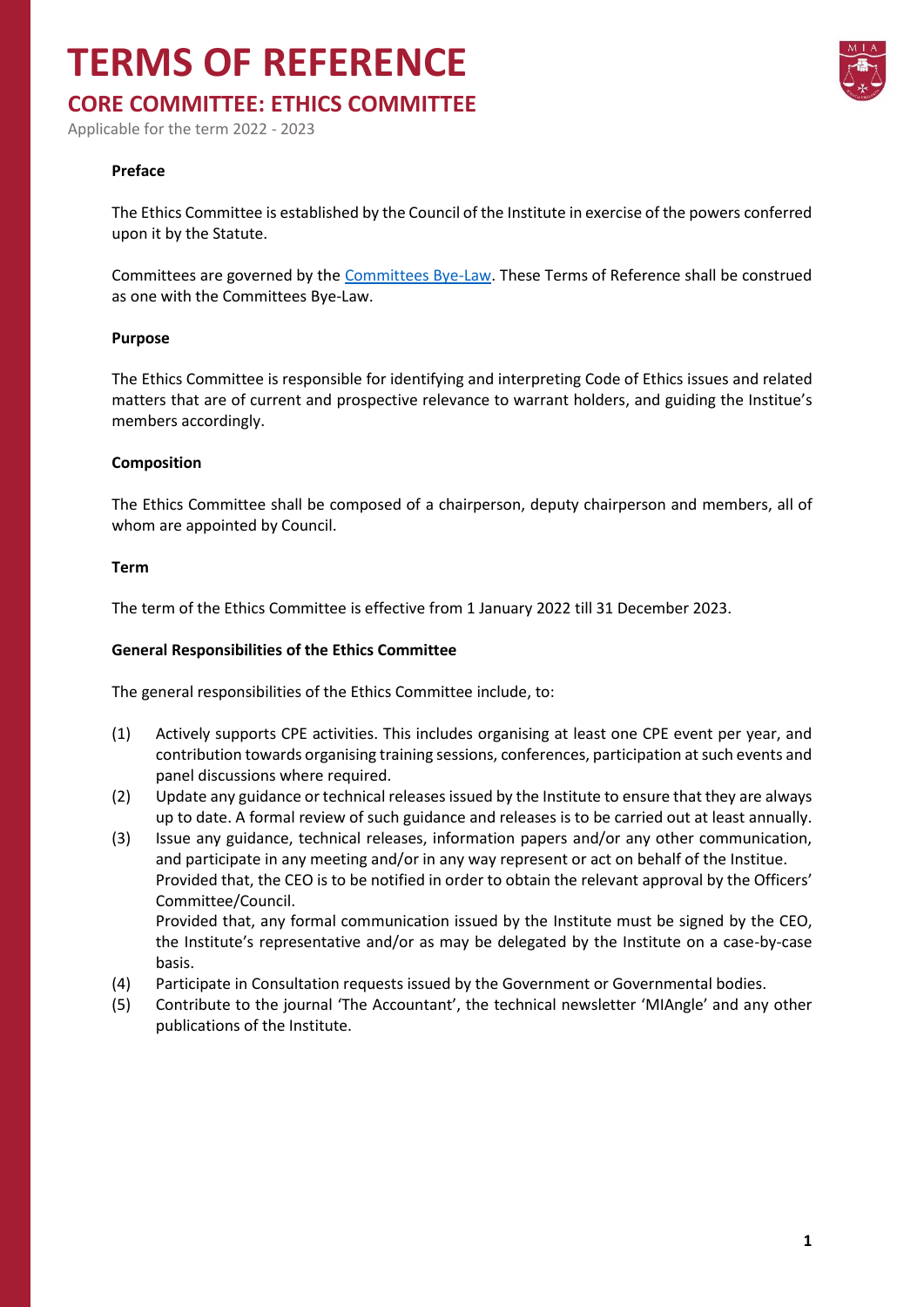# TERMS OF REFERENCE

## CORE COMMITTEE: ETHICS COMMITTEE

Applicable for the term 2022 - 2023

**Preface**

The Ethics Committee is established by the Council of the Institute in exercise of the powers conferred upon it by the Statute.

Committees are governed by the Committees Bye-Law. These Terms of Reference shall be construed as one with the Committees Bye-Law.

**Purpose**

The Ethics Committee is responsible for identifying and interpreting Code of Ethics issues and related matters that are of current and prospective relevance to warrant holders, and guiding the Institue's members accordingly.

**Composition**

The Ethics Committee shall be composed of a chairperson, deputy chairperson and members, all of whom are appointed by Council.

**Term**

The term of the Ethics Committee is effective from 1 January 2022 till 31 December 2023.

**General Responsibilities of the Ethics Committee**

The general responsibilities of the Ethics Committee include, to:

(1) Actively supports CPE activities. This includes organising at least one CPE event per year, and contribution towards organising training sessions, conferences, participation at such events and panel discussions where required.

(2) Update any guidance or technical releases issued by the Institute to ensure that they are always up to date. A formal review of such guidance and releases is to be carried out at least annually.

(3) Issue any guidance, technical releases, information papers and/or any other communication, and participate in any meeting and/or in any way represent or act on behalf of the Institue. Provided that, the CEO is to be notified in order to obtain the relevant approval by the Officers' Committee/Council.
Provided that, any formal communication issued by the Institute must be signed by the CEO, the Institute's representative and/or as may be delegated by the Institute on a case-by-case basis.

(4) Participate in Consultation requests issued by the Government or Governmental bodies.

(5) Contribute to the journal 'The Accountant', the technical newsletter 'MIAngle' and any other publications of the Institute.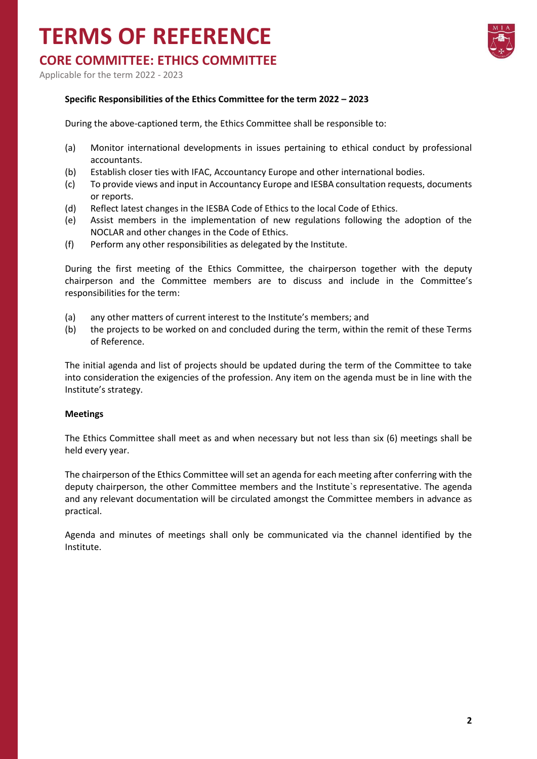# TERMS OF REFERENCE

## CORE COMMITTEE: ETHICS COMMITTEE

Applicable for the term 2022 - 2023

**Specific Responsibilities of the Ethics Committee for the term 2022 – 2023**

During the above-captioned term, the Ethics Committee shall be responsible to:

- (a) Monitor international developments in issues pertaining to ethical conduct by professional accountants.
- (b) Establish closer ties with IFAC, Accountancy Europe and other international bodies.
- (c) To provide views and input in Accountancy Europe and IESBA consultation requests, documents or reports.
- (d) Reflect latest changes in the IESBA Code of Ethics to the local Code of Ethics.
- (e) Assist members in the implementation of new regulations following the adoption of the NOCLAR and other changes in the Code of Ethics.
- (f) Perform any other responsibilities as delegated by the Institute.

During the first meeting of the Ethics Committee, the chairperson together with the deputy chairperson and the Committee members are to discuss and include in the Committee's responsibilities for the term:

- (a) any other matters of current interest to the Institute's members; and
- (b) the projects to be worked on and concluded during the term, within the remit of these Terms of Reference.

The initial agenda and list of projects should be updated during the term of the Committee to take into consideration the exigencies of the profession. Any item on the agenda must be in line with the Institute's strategy.

**Meetings**

The Ethics Committee shall meet as and when necessary but not less than six (6) meetings shall be held every year.

The chairperson of the Ethics Committee will set an agenda for each meeting after conferring with the deputy chairperson, the other Committee members and the Institute`s representative. The agenda and any relevant documentation will be circulated amongst the Committee members in advance as practical.

Agenda and minutes of meetings shall only be communicated via the channel identified by the Institute.